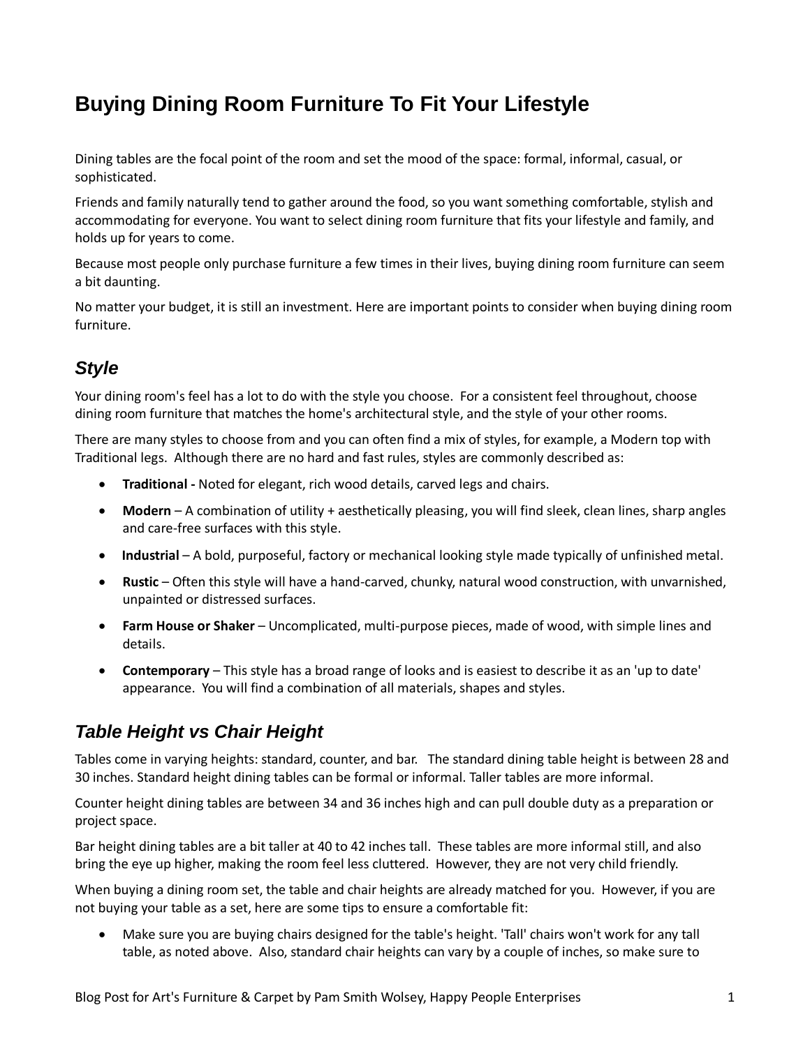# Buying Dining Room Furniture To Fit Your Lifestyle

Dining tables are the focal point of the room and set the mood of the space: formal, informal, casual, or sophisticated.

Friends and family naturally tend to gather around the food, so you want something comfortable, stylish and accommodating for everyone. You want to select dining room furniture that fits your lifestyle and family, and holds up for years to come.

Because most people only purchase furniture a few times in their lives, buying dining room furniture can seem a bit daunting.

No matter your budget, it is still an investment. Here are important points to consider when buying dining room furniture.

## *Style*

Your dining room's feel has a lot to do with the style you choose. For a consistent feel throughout, choose dining room furniture that matches the home's architectural style, and the style of your other rooms.

There are many styles to choose from and you can often find a mix of styles, for example, a Modern top with Traditional legs. Although there are no hard and fast rules, styles are commonly described as:

- **Traditional -** Noted for elegant, rich wood details, carved legs and chairs.
- **Modern** – A combination of utility + aesthetically pleasing, you will find sleek, clean lines, sharp angles and care-free surfaces with this style.
- **Industrial** – A bold, purposeful, factory or mechanical looking style made typically of unfinished metal.
- **Rustic** – Often this style will have a hand-carved, chunky, natural wood construction, with unvarnished, unpainted or distressed surfaces.
- **Farm House or Shaker** – Uncomplicated, multi-purpose pieces, made of wood, with simple lines and details.
- **Contemporary** – This style has a broad range of looks and is easiest to describe it as an 'up to date' appearance. You will find a combination of all materials, shapes and styles.

## *Table Height vs Chair Height*

Tables come in varying heights: standard, counter, and bar. The standard dining table height is between 28 and 30 inches. Standard height dining tables can be formal or informal. Taller tables are more informal.

Counter height dining tables are between 34 and 36 inches high and can pull double duty as a preparation or project space.

Bar height dining tables are a bit taller at 40 to 42 inches tall. These tables are more informal still, and also bring the eye up higher, making the room feel less cluttered. However, they are not very child friendly.

When buying a dining room set, the table and chair heights are already matched for you. However, if you are not buying your table as a set, here are some tips to ensure a comfortable fit:

- Make sure you are buying chairs designed for the table's height. 'Tall' chairs won't work for any tall table, as noted above. Also, standard chair heights can vary by a couple of inches, so make sure to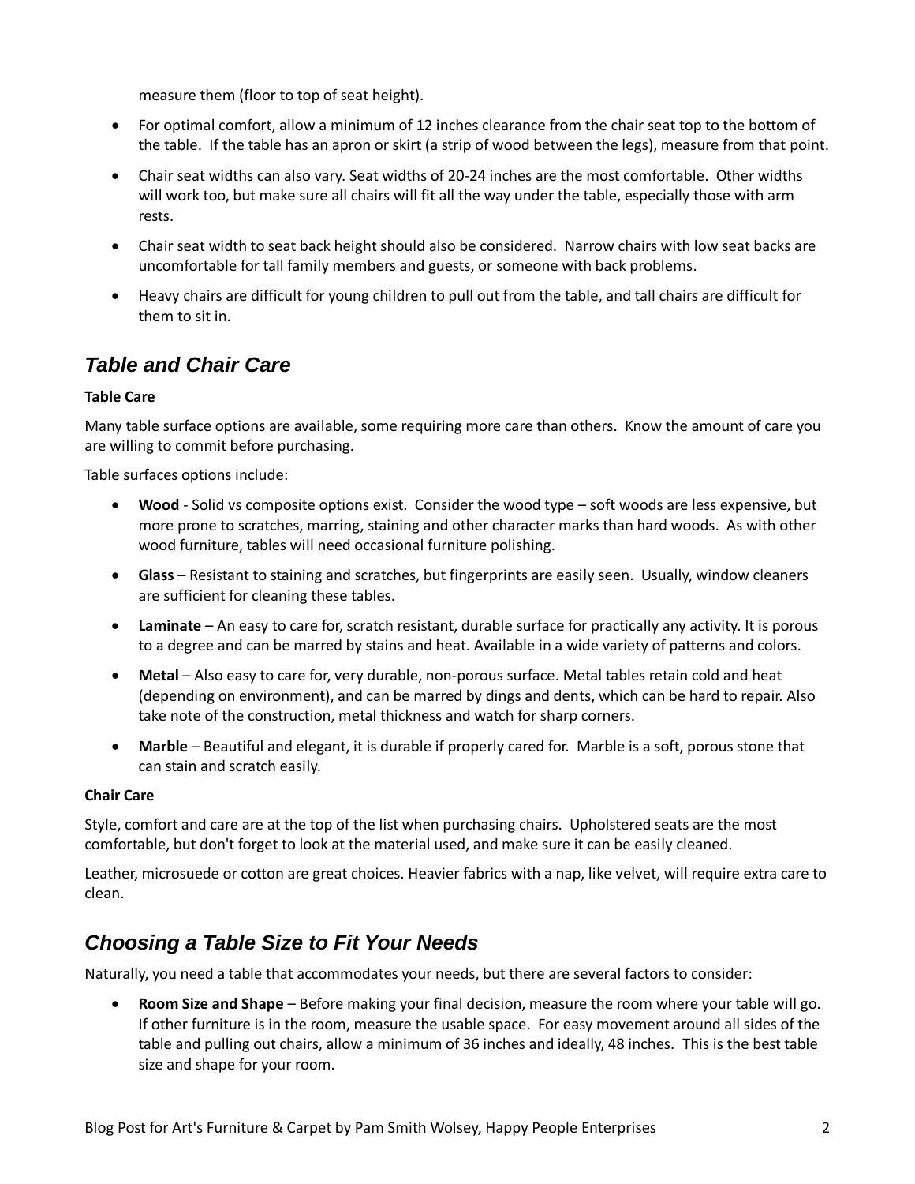measure them (floor to top of seat height).

- For optimal comfort, allow a minimum of 12 inches clearance from the chair seat top to the bottom of the table. If the table has an apron or skirt (a strip of wood between the legs), measure from that point.
- Chair seat widths can also vary. Seat widths of 20-24 inches are the most comfortable. Other widths will work too, but make sure all chairs will fit all the way under the table, especially those with arm rests.
- Chair seat width to seat back height should also be considered. Narrow chairs with low seat backs are uncomfortable for tall family members and guests, or someone with back problems.
- Heavy chairs are difficult for young children to pull out from the table, and tall chairs are difficult for them to sit in.

## *Table and Chair Care*

**Table Care**

Many table surface options are available, some requiring more care than others. Know the amount of care you are willing to commit before purchasing.

Table surfaces options include:

- **Wood** - Solid vs composite options exist. Consider the wood type – soft woods are less expensive, but more prone to scratches, marring, staining and other character marks than hard woods. As with other wood furniture, tables will need occasional furniture polishing.
- **Glass** – Resistant to staining and scratches, but fingerprints are easily seen. Usually, window cleaners are sufficient for cleaning these tables.
- **Laminate** – An easy to care for, scratch resistant, durable surface for practically any activity. It is porous to a degree and can be marred by stains and heat. Available in a wide variety of patterns and colors.
- **Metal** – Also easy to care for, very durable, non-porous surface. Metal tables retain cold and heat (depending on environment), and can be marred by dings and dents, which can be hard to repair. Also take note of the construction, metal thickness and watch for sharp corners.
- **Marble** – Beautiful and elegant, it is durable if properly cared for. Marble is a soft, porous stone that can stain and scratch easily.

**Chair Care**

Style, comfort and care are at the top of the list when purchasing chairs. Upholstered seats are the most comfortable, but don't forget to look at the material used, and make sure it can be easily cleaned.

Leather, microsuede or cotton are great choices. Heavier fabrics with a nap, like velvet, will require extra care to clean.

## *Choosing a Table Size to Fit Your Needs*

Naturally, you need a table that accommodates your needs, but there are several factors to consider:

- **Room Size and Shape** – Before making your final decision, measure the room where your table will go. If other furniture is in the room, measure the usable space. For easy movement around all sides of the table and pulling out chairs, allow a minimum of 36 inches and ideally, 48 inches. This is the best table size and shape for your room.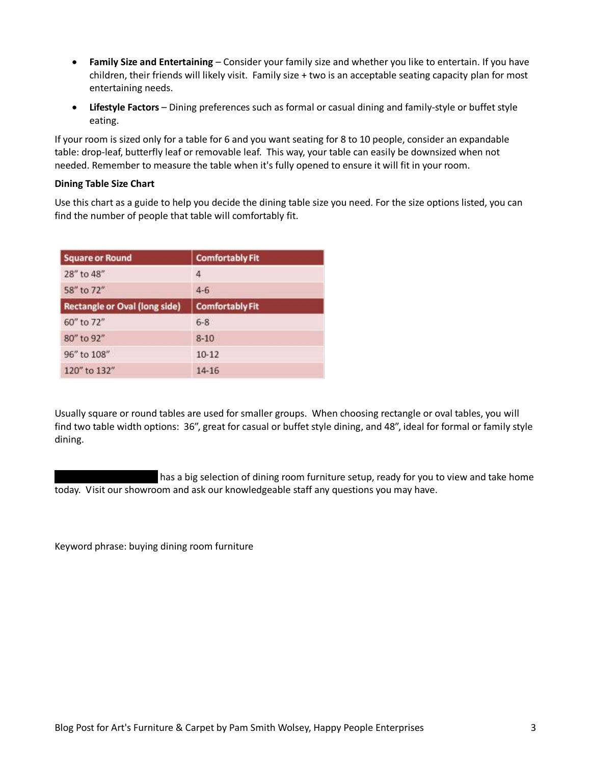- **Family Size and Entertaining** – Consider your family size and whether you like to entertain. If you have children, their friends will likely visit. Family size + two is an acceptable seating capacity plan for most entertaining needs.
- **Lifestyle Factors** – Dining preferences such as formal or casual dining and family-style or buffet style eating.

If your room is sized only for a table for 6 and you want seating for 8 to 10 people, consider an expandable table: drop-leaf, butterfly leaf or removable leaf. This way, your table can easily be downsized when not needed. Remember to measure the table when it's fully opened to ensure it will fit in your room.

**Dining Table Size Chart**

Use this chart as a guide to help you decide the dining table size you need. For the size options listed, you can find the number of people that table will comfortably fit.

| Square or Round | Comfortably Fit |
|---|---|
| 28" to 48" | 4 |
| 58" to 72" | 4-6 |
| **Rectangle or Oval (long side)** | **Comfortably Fit** |
| 60" to 72" | 6-8 |
| 80" to 92" | 8-10 |
| 96" to 108" | 10-12 |
| 120" to 132" | 14-16 |

Usually square or round tables are used for smaller groups. When choosing rectangle or oval tables, you will find two table width options: 36", great for casual or buffet style dining, and 48", ideal for formal or family style dining.

██████████ has a big selection of dining room furniture setup, ready for you to view and take home today. Visit our showroom and ask our knowledgeable staff any questions you may have.

Keyword phrase: buying dining room furniture